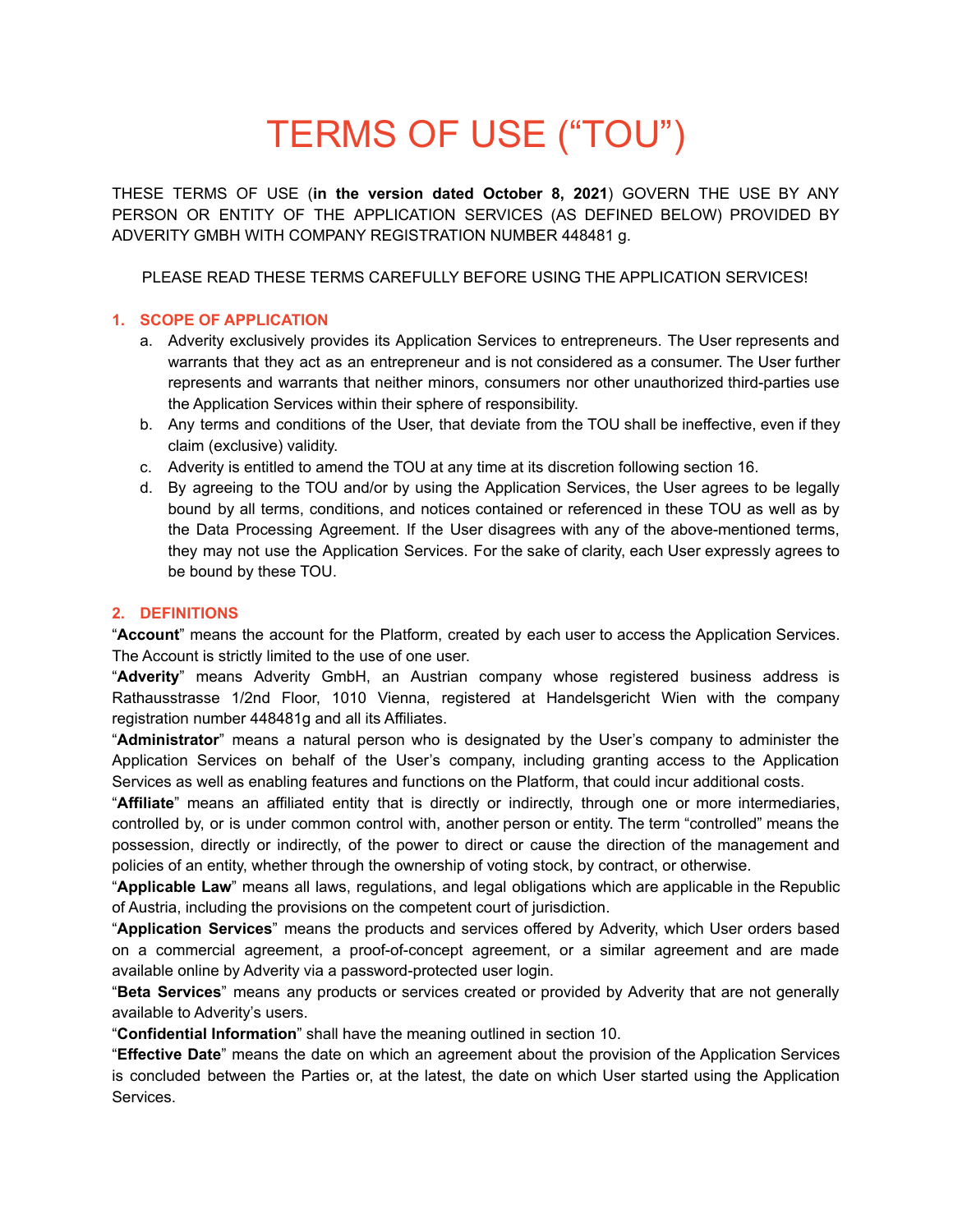# TERMS OF USE ("TOU")

THESE TERMS OF USE (**in the version dated October 8, 2021**) GOVERN THE USE BY ANY PERSON OR ENTITY OF THE APPLICATION SERVICES (AS DEFINED BELOW) PROVIDED BY ADVERITY GMBH WITH COMPANY REGISTRATION NUMBER 448481 g.

PLEASE READ THESE TERMS CAREFULLY BEFORE USING THE APPLICATION SERVICES!

## 1. SCOPE OF APPLICATION

a. Adverity exclusively provides its Application Services to entrepreneurs. The User represents and warrants that they act as an entrepreneur and is not considered as a consumer. The User further represents and warrants that neither minors, consumers nor other unauthorized third-parties use the Application Services within their sphere of responsibility.

b. Any terms and conditions of the User, that deviate from the TOU shall be ineffective, even if they claim (exclusive) validity.

c. Adverity is entitled to amend the TOU at any time at its discretion following section 16.

d. By agreeing to the TOU and/or by using the Application Services, the User agrees to be legally bound by all terms, conditions, and notices contained or referenced in these TOU as well as by the Data Processing Agreement. If the User disagrees with any of the above-mentioned terms, they may not use the Application Services. For the sake of clarity, each User expressly agrees to be bound by these TOU.

## 2. DEFINITIONS

"**Account**" means the account for the Platform, created by each user to access the Application Services. The Account is strictly limited to the use of one user.

"**Adverity**" means Adverity GmbH, an Austrian company whose registered business address is Rathausstrasse 1/2nd Floor, 1010 Vienna, registered at Handelsgericht Wien with the company registration number 448481g and all its Affiliates.

"**Administrator**" means a natural person who is designated by the User's company to administer the Application Services on behalf of the User's company, including granting access to the Application Services as well as enabling features and functions on the Platform, that could incur additional costs.

"**Affiliate**" means an affiliated entity that is directly or indirectly, through one or more intermediaries, controlled by, or is under common control with, another person or entity. The term "controlled" means the possession, directly or indirectly, of the power to direct or cause the direction of the management and policies of an entity, whether through the ownership of voting stock, by contract, or otherwise.

"**Applicable Law**" means all laws, regulations, and legal obligations which are applicable in the Republic of Austria, including the provisions on the competent court of jurisdiction.

"**Application Services**" means the products and services offered by Adverity, which User orders based on a commercial agreement, a proof-of-concept agreement, or a similar agreement and are made available online by Adverity via a password-protected user login.

"**Beta Services**" means any products or services created or provided by Adverity that are not generally available to Adverity's users.

"**Confidential Information**" shall have the meaning outlined in section 10.

"**Effective Date**" means the date on which an agreement about the provision of the Application Services is concluded between the Parties or, at the latest, the date on which User started using the Application Services.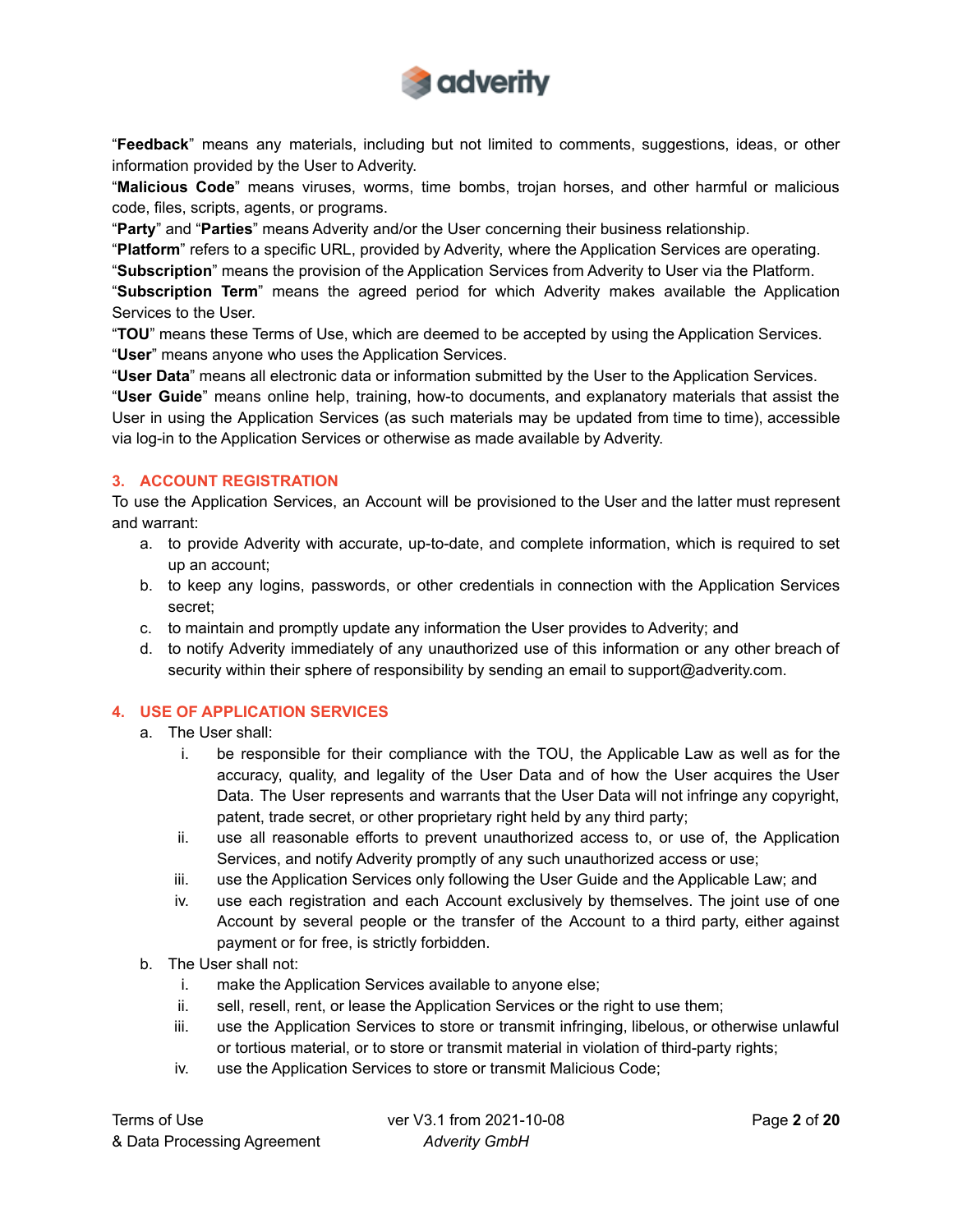"**Feedback**" means any materials, including but not limited to comments, suggestions, ideas, or other information provided by the User to Adverity.

"**Malicious Code**" means viruses, worms, time bombs, trojan horses, and other harmful or malicious code, files, scripts, agents, or programs.

"**Party**" and "**Parties**" means Adverity and/or the User concerning their business relationship.

"**Platform**" refers to a specific URL, provided by Adverity, where the Application Services are operating.

"**Subscription**" means the provision of the Application Services from Adverity to User via the Platform.

"**Subscription Term**" means the agreed period for which Adverity makes available the Application Services to the User.

"**TOU**" means these Terms of Use, which are deemed to be accepted by using the Application Services.

"**User**" means anyone who uses the Application Services.

"**User Data**" means all electronic data or information submitted by the User to the Application Services.

"**User Guide**" means online help, training, how-to documents, and explanatory materials that assist the User in using the Application Services (as such materials may be updated from time to time), accessible via log-in to the Application Services or otherwise as made available by Adverity.

## 3. ACCOUNT REGISTRATION

To use the Application Services, an Account will be provisioned to the User and the latter must represent and warrant:

a. to provide Adverity with accurate, up-to-date, and complete information, which is required to set up an account;
b. to keep any logins, passwords, or other credentials in connection with the Application Services secret;
c. to maintain and promptly update any information the User provides to Adverity; and
d. to notify Adverity immediately of any unauthorized use of this information or any other breach of security within their sphere of responsibility by sending an email to support@adverity.com.

## 4. USE OF APPLICATION SERVICES

a. The User shall:
   i. be responsible for their compliance with the TOU, the Applicable Law as well as for the accuracy, quality, and legality of the User Data and of how the User acquires the User Data. The User represents and warrants that the User Data will not infringe any copyright, patent, trade secret, or other proprietary right held by any third party;
   ii. use all reasonable efforts to prevent unauthorized access to, or use of, the Application Services, and notify Adverity promptly of any such unauthorized access or use;
   iii. use the Application Services only following the User Guide and the Applicable Law; and
   iv. use each registration and each Account exclusively by themselves. The joint use of one Account by several people or the transfer of the Account to a third party, either against payment or for free, is strictly forbidden.
b. The User shall not:
   i. make the Application Services available to anyone else;
   ii. sell, resell, rent, or lease the Application Services or the right to use them;
   iii. use the Application Services to store or transmit infringing, libelous, or otherwise unlawful or tortious material, or to store or transmit material in violation of third-party rights;
   iv. use the Application Services to store or transmit Malicious Code;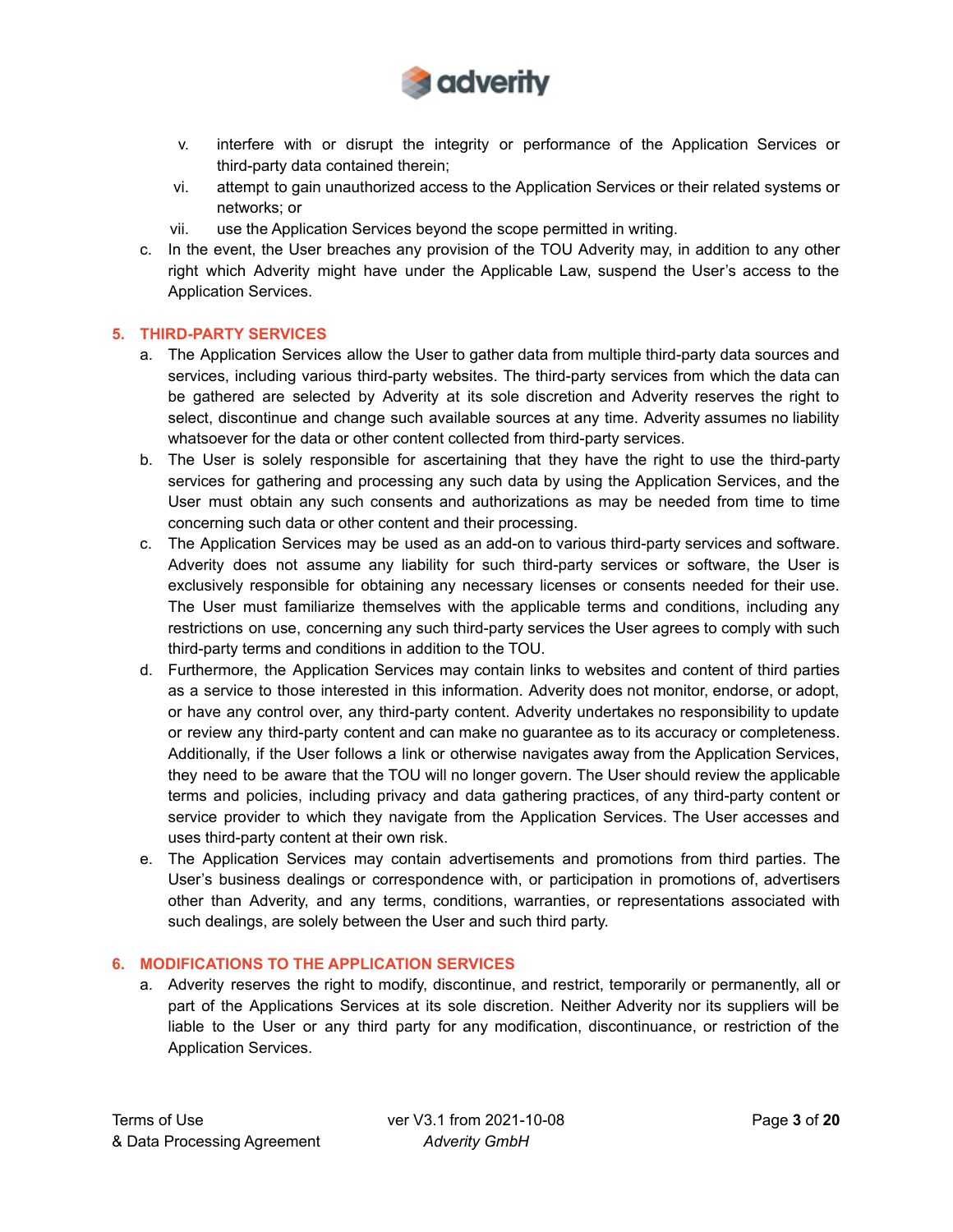v. interfere with or disrupt the integrity or performance of the Application Services or third-party data contained therein;
   vi. attempt to gain unauthorized access to the Application Services or their related systems or networks; or
   vii. use the Application Services beyond the scope permitted in writing.

c. In the event, the User breaches any provision of the TOU Adverity may, in addition to any other right which Adverity might have under the Applicable Law, suspend the User's access to the Application Services.

## 5. THIRD-PARTY SERVICES

a. The Application Services allow the User to gather data from multiple third-party data sources and services, including various third-party websites. The third-party services from which the data can be gathered are selected by Adverity at its sole discretion and Adverity reserves the right to select, discontinue and change such available sources at any time. Adverity assumes no liability whatsoever for the data or other content collected from third-party services.

b. The User is solely responsible for ascertaining that they have the right to use the third-party services for gathering and processing any such data by using the Application Services, and the User must obtain any such consents and authorizations as may be needed from time to time concerning such data or other content and their processing.

c. The Application Services may be used as an add-on to various third-party services and software. Adverity does not assume any liability for such third-party services or software, the User is exclusively responsible for obtaining any necessary licenses or consents needed for their use. The User must familiarize themselves with the applicable terms and conditions, including any restrictions on use, concerning any such third-party services the User agrees to comply with such third-party terms and conditions in addition to the TOU.

d. Furthermore, the Application Services may contain links to websites and content of third parties as a service to those interested in this information. Adverity does not monitor, endorse, or adopt, or have any control over, any third-party content. Adverity undertakes no responsibility to update or review any third-party content and can make no guarantee as to its accuracy or completeness. Additionally, if the User follows a link or otherwise navigates away from the Application Services, they need to be aware that the TOU will no longer govern. The User should review the applicable terms and policies, including privacy and data gathering practices, of any third-party content or service provider to which they navigate from the Application Services. The User accesses and uses third-party content at their own risk.

e. The Application Services may contain advertisements and promotions from third parties. The User's business dealings or correspondence with, or participation in promotions of, advertisers other than Adverity, and any terms, conditions, warranties, or representations associated with such dealings, are solely between the User and such third party.

## 6. MODIFICATIONS TO THE APPLICATION SERVICES

a. Adverity reserves the right to modify, discontinue, and restrict, temporarily or permanently, all or part of the Applications Services at its sole discretion. Neither Adverity nor its suppliers will be liable to the User or any third party for any modification, discontinuance, or restriction of the Application Services.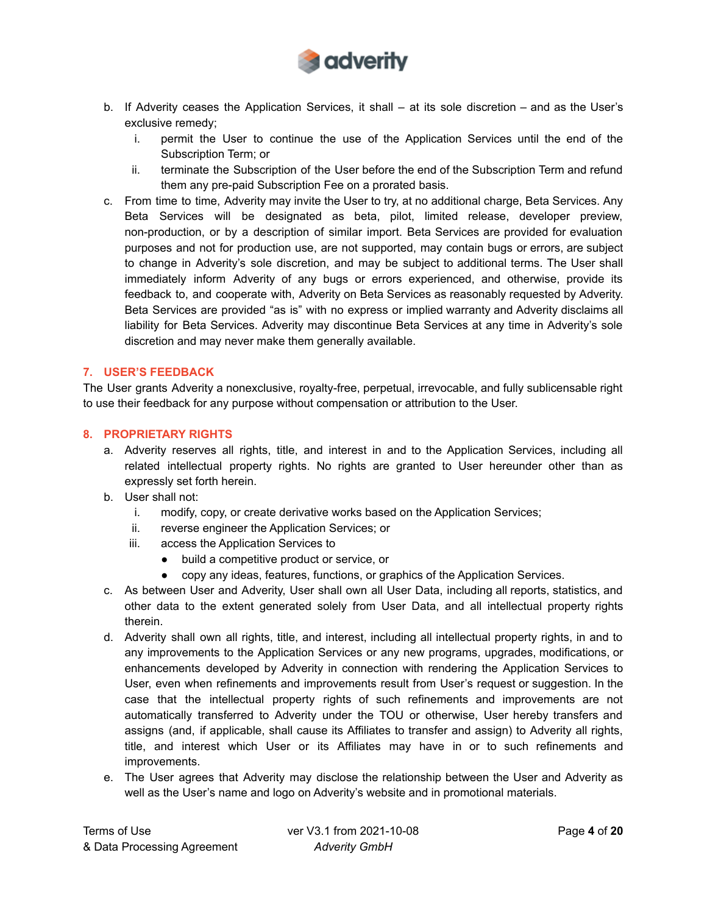b. If Adverity ceases the Application Services, it shall – at its sole discretion – and as the User's exclusive remedy;
   i. permit the User to continue the use of the Application Services until the end of the Subscription Term; or
   ii. terminate the Subscription of the User before the end of the Subscription Term and refund them any pre-paid Subscription Fee on a prorated basis.

c. From time to time, Adverity may invite the User to try, at no additional charge, Beta Services. Any Beta Services will be designated as beta, pilot, limited release, developer preview, non-production, or by a description of similar import. Beta Services are provided for evaluation purposes and not for production use, are not supported, may contain bugs or errors, are subject to change in Adverity's sole discretion, and may be subject to additional terms. The User shall immediately inform Adverity of any bugs or errors experienced, and otherwise, provide its feedback to, and cooperate with, Adverity on Beta Services as reasonably requested by Adverity. Beta Services are provided "as is" with no express or implied warranty and Adverity disclaims all liability for Beta Services. Adverity may discontinue Beta Services at any time in Adverity's sole discretion and may never make them generally available.

## 7. USER'S FEEDBACK

The User grants Adverity a nonexclusive, royalty-free, perpetual, irrevocable, and fully sublicensable right to use their feedback for any purpose without compensation or attribution to the User.

## 8. PROPRIETARY RIGHTS

a. Adverity reserves all rights, title, and interest in and to the Application Services, including all related intellectual property rights. No rights are granted to User hereunder other than as expressly set forth herein.

b. User shall not:
   i. modify, copy, or create derivative works based on the Application Services;
   ii. reverse engineer the Application Services; or
   iii. access the Application Services to
      - build a competitive product or service, or
      - copy any ideas, features, functions, or graphics of the Application Services.

c. As between User and Adverity, User shall own all User Data, including all reports, statistics, and other data to the extent generated solely from User Data, and all intellectual property rights therein.

d. Adverity shall own all rights, title, and interest, including all intellectual property rights, in and to any improvements to the Application Services or any new programs, upgrades, modifications, or enhancements developed by Adverity in connection with rendering the Application Services to User, even when refinements and improvements result from User's request or suggestion. In the case that the intellectual property rights of such refinements and improvements are not automatically transferred to Adverity under the TOU or otherwise, User hereby transfers and assigns (and, if applicable, shall cause its Affiliates to transfer and assign) to Adverity all rights, title, and interest which User or its Affiliates may have in or to such refinements and improvements.

e. The User agrees that Adverity may disclose the relationship between the User and Adverity as well as the User's name and logo on Adverity's website and in promotional materials.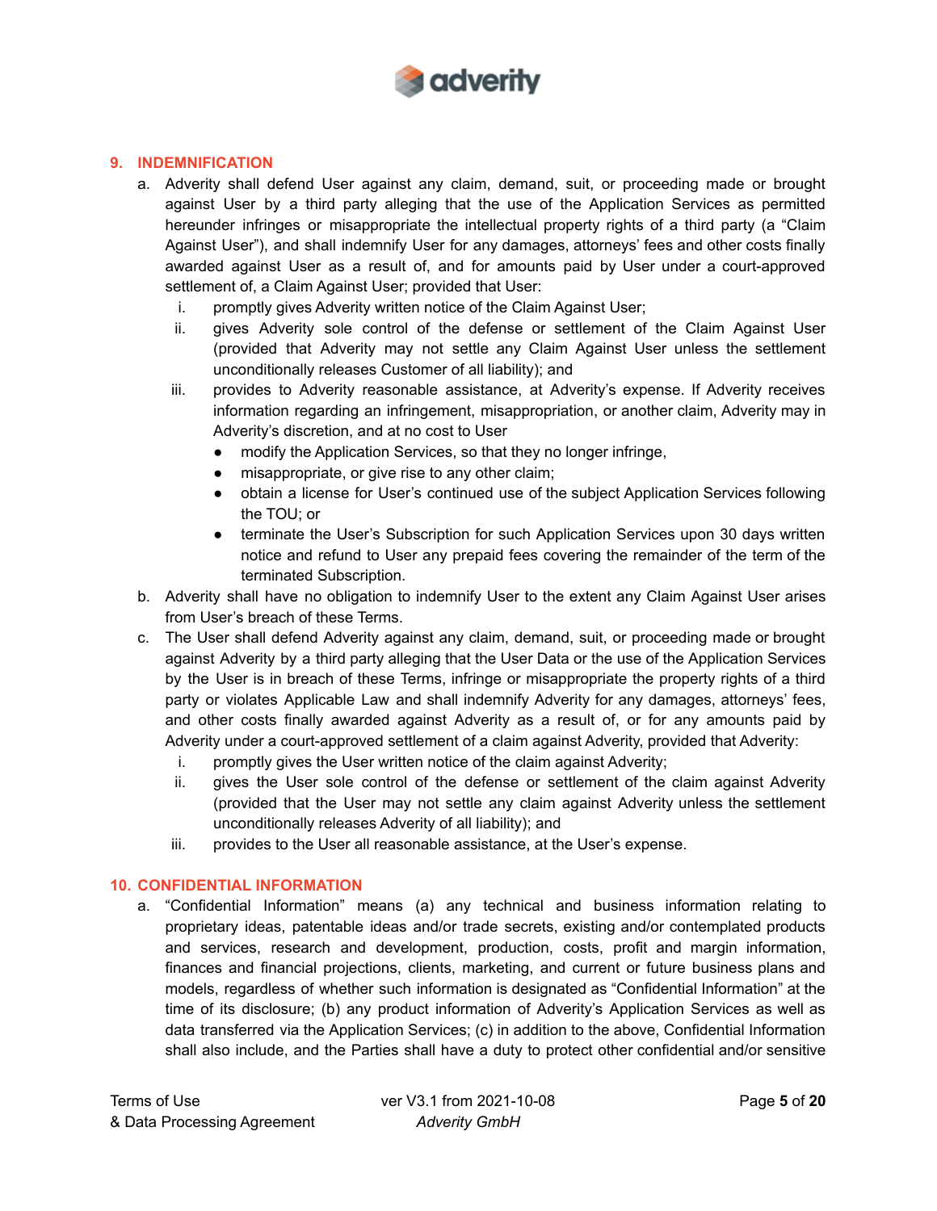## 9. INDEMNIFICATION

a. Adverity shall defend User against any claim, demand, suit, or proceeding made or brought against User by a third party alleging that the use of the Application Services as permitted hereunder infringes or misappropriate the intellectual property rights of a third party (a "Claim Against User"), and shall indemnify User for any damages, attorneys' fees and other costs finally awarded against User as a result of, and for amounts paid by User under a court-approved settlement of, a Claim Against User; provided that User:
   i. promptly gives Adverity written notice of the Claim Against User;
   ii. gives Adverity sole control of the defense or settlement of the Claim Against User (provided that Adverity may not settle any Claim Against User unless the settlement unconditionally releases Customer of all liability); and
   iii. provides to Adverity reasonable assistance, at Adverity's expense. If Adverity receives information regarding an infringement, misappropriation, or another claim, Adverity may in Adverity's discretion, and at no cost to User
      - modify the Application Services, so that they no longer infringe,
      - misappropriate, or give rise to any other claim;
      - obtain a license for User's continued use of the subject Application Services following the TOU; or
      - terminate the User's Subscription for such Application Services upon 30 days written notice and refund to User any prepaid fees covering the remainder of the term of the terminated Subscription.

b. Adverity shall have no obligation to indemnify User to the extent any Claim Against User arises from User's breach of these Terms.

c. The User shall defend Adverity against any claim, demand, suit, or proceeding made or brought against Adverity by a third party alleging that the User Data or the use of the Application Services by the User is in breach of these Terms, infringe or misappropriate the property rights of a third party or violates Applicable Law and shall indemnify Adverity for any damages, attorneys' fees, and other costs finally awarded against Adverity as a result of, or for any amounts paid by Adverity under a court-approved settlement of a claim against Adverity, provided that Adverity:
   i. promptly gives the User written notice of the claim against Adverity;
   ii. gives the User sole control of the defense or settlement of the claim against Adverity (provided that the User may not settle any claim against Adverity unless the settlement unconditionally releases Adverity of all liability); and
   iii. provides to the User all reasonable assistance, at the User's expense.

## 10. CONFIDENTIAL INFORMATION

a. "Confidential Information" means (a) any technical and business information relating to proprietary ideas, patentable ideas and/or trade secrets, existing and/or contemplated products and services, research and development, production, costs, profit and margin information, finances and financial projections, clients, marketing, and current or future business plans and models, regardless of whether such information is designated as "Confidential Information" at the time of its disclosure; (b) any product information of Adverity's Application Services as well as data transferred via the Application Services; (c) in addition to the above, Confidential Information shall also include, and the Parties shall have a duty to protect other confidential and/or sensitive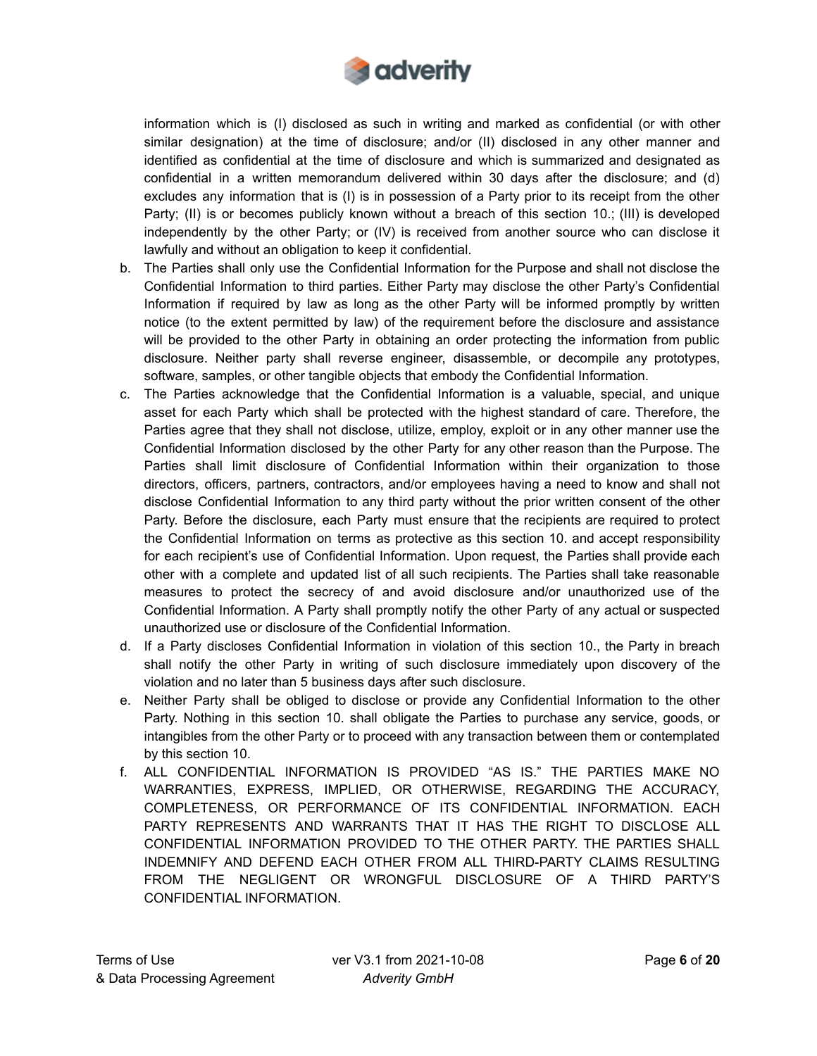information which is (I) disclosed as such in writing and marked as confidential (or with other similar designation) at the time of disclosure; and/or (II) disclosed in any other manner and identified as confidential at the time of disclosure and which is summarized and designated as confidential in a written memorandum delivered within 30 days after the disclosure; and (d) excludes any information that is (I) is in possession of a Party prior to its receipt from the other Party; (II) is or becomes publicly known without a breach of this section 10.; (III) is developed independently by the other Party; or (IV) is received from another source who can disclose it lawfully and without an obligation to keep it confidential.

b. The Parties shall only use the Confidential Information for the Purpose and shall not disclose the Confidential Information to third parties. Either Party may disclose the other Party's Confidential Information if required by law as long as the other Party will be informed promptly by written notice (to the extent permitted by law) of the requirement before the disclosure and assistance will be provided to the other Party in obtaining an order protecting the information from public disclosure. Neither party shall reverse engineer, disassemble, or decompile any prototypes, software, samples, or other tangible objects that embody the Confidential Information.

c. The Parties acknowledge that the Confidential Information is a valuable, special, and unique asset for each Party which shall be protected with the highest standard of care. Therefore, the Parties agree that they shall not disclose, utilize, employ, exploit or in any other manner use the Confidential Information disclosed by the other Party for any other reason than the Purpose. The Parties shall limit disclosure of Confidential Information within their organization to those directors, officers, partners, contractors, and/or employees having a need to know and shall not disclose Confidential Information to any third party without the prior written consent of the other Party. Before the disclosure, each Party must ensure that the recipients are required to protect the Confidential Information on terms as protective as this section 10. and accept responsibility for each recipient's use of Confidential Information. Upon request, the Parties shall provide each other with a complete and updated list of all such recipients. The Parties shall take reasonable measures to protect the secrecy of and avoid disclosure and/or unauthorized use of the Confidential Information. A Party shall promptly notify the other Party of any actual or suspected unauthorized use or disclosure of the Confidential Information.

d. If a Party discloses Confidential Information in violation of this section 10., the Party in breach shall notify the other Party in writing of such disclosure immediately upon discovery of the violation and no later than 5 business days after such disclosure.

e. Neither Party shall be obliged to disclose or provide any Confidential Information to the other Party. Nothing in this section 10. shall obligate the Parties to purchase any service, goods, or intangibles from the other Party or to proceed with any transaction between them or contemplated by this section 10.

f. ALL CONFIDENTIAL INFORMATION IS PROVIDED "AS IS." THE PARTIES MAKE NO WARRANTIES, EXPRESS, IMPLIED, OR OTHERWISE, REGARDING THE ACCURACY, COMPLETENESS, OR PERFORMANCE OF ITS CONFIDENTIAL INFORMATION. EACH PARTY REPRESENTS AND WARRANTS THAT IT HAS THE RIGHT TO DISCLOSE ALL CONFIDENTIAL INFORMATION PROVIDED TO THE OTHER PARTY. THE PARTIES SHALL INDEMNIFY AND DEFEND EACH OTHER FROM ALL THIRD-PARTY CLAIMS RESULTING FROM THE NEGLIGENT OR WRONGFUL DISCLOSURE OF A THIRD PARTY'S CONFIDENTIAL INFORMATION.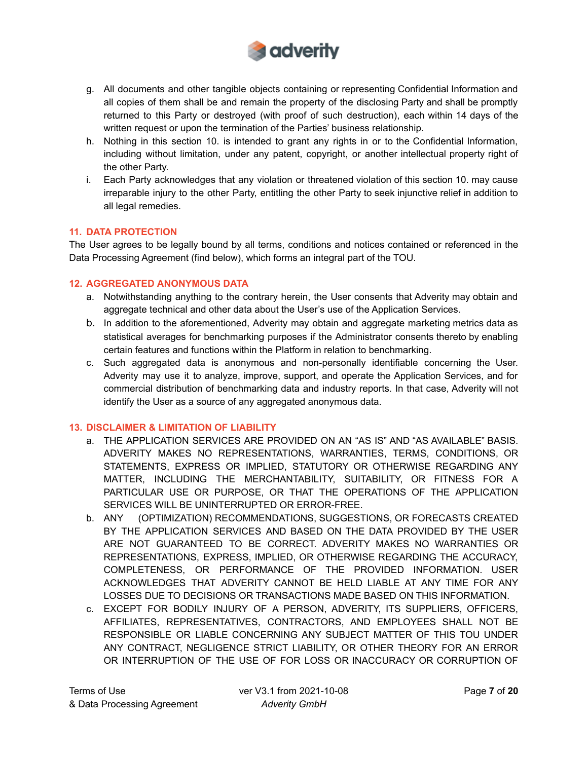g. All documents and other tangible objects containing or representing Confidential Information and all copies of them shall be and remain the property of the disclosing Party and shall be promptly returned to this Party or destroyed (with proof of such destruction), each within 14 days of the written request or upon the termination of the Parties' business relationship.
h. Nothing in this section 10. is intended to grant any rights in or to the Confidential Information, including without limitation, under any patent, copyright, or another intellectual property right of the other Party.
i. Each Party acknowledges that any violation or threatened violation of this section 10. may cause irreparable injury to the other Party, entitling the other Party to seek injunctive relief in addition to all legal remedies.

## 11. DATA PROTECTION

The User agrees to be legally bound by all terms, conditions and notices contained or referenced in the Data Processing Agreement (find below), which forms an integral part of the TOU.

## 12. AGGREGATED ANONYMOUS DATA

a. Notwithstanding anything to the contrary herein, the User consents that Adverity may obtain and aggregate technical and other data about the User's use of the Application Services.
b. In addition to the aforementioned, Adverity may obtain and aggregate marketing metrics data as statistical averages for benchmarking purposes if the Administrator consents thereto by enabling certain features and functions within the Platform in relation to benchmarking.
c. Such aggregated data is anonymous and non-personally identifiable concerning the User. Adverity may use it to analyze, improve, support, and operate the Application Services, and for commercial distribution of benchmarking data and industry reports. In that case, Adverity will not identify the User as a source of any aggregated anonymous data.

## 13. DISCLAIMER & LIMITATION OF LIABILITY

a. THE APPLICATION SERVICES ARE PROVIDED ON AN "AS IS" AND "AS AVAILABLE" BASIS. ADVERITY MAKES NO REPRESENTATIONS, WARRANTIES, TERMS, CONDITIONS, OR STATEMENTS, EXPRESS OR IMPLIED, STATUTORY OR OTHERWISE REGARDING ANY MATTER, INCLUDING THE MERCHANTABILITY, SUITABILITY, OR FITNESS FOR A PARTICULAR USE OR PURPOSE, OR THAT THE OPERATIONS OF THE APPLICATION SERVICES WILL BE UNINTERRUPTED OR ERROR-FREE.
b. ANY (OPTIMIZATION) RECOMMENDATIONS, SUGGESTIONS, OR FORECASTS CREATED BY THE APPLICATION SERVICES AND BASED ON THE DATA PROVIDED BY THE USER ARE NOT GUARANTEED TO BE CORRECT. ADVERITY MAKES NO WARRANTIES OR REPRESENTATIONS, EXPRESS, IMPLIED, OR OTHERWISE REGARDING THE ACCURACY, COMPLETENESS, OR PERFORMANCE OF THE PROVIDED INFORMATION. USER ACKNOWLEDGES THAT ADVERITY CANNOT BE HELD LIABLE AT ANY TIME FOR ANY LOSSES DUE TO DECISIONS OR TRANSACTIONS MADE BASED ON THIS INFORMATION.
c. EXCEPT FOR BODILY INJURY OF A PERSON, ADVERITY, ITS SUPPLIERS, OFFICERS, AFFILIATES, REPRESENTATIVES, CONTRACTORS, AND EMPLOYEES SHALL NOT BE RESPONSIBLE OR LIABLE CONCERNING ANY SUBJECT MATTER OF THIS TOU UNDER ANY CONTRACT, NEGLIGENCE STRICT LIABILITY, OR OTHER THEORY FOR AN ERROR OR INTERRUPTION OF THE USE OF FOR LOSS OR INACCURACY OR CORRUPTION OF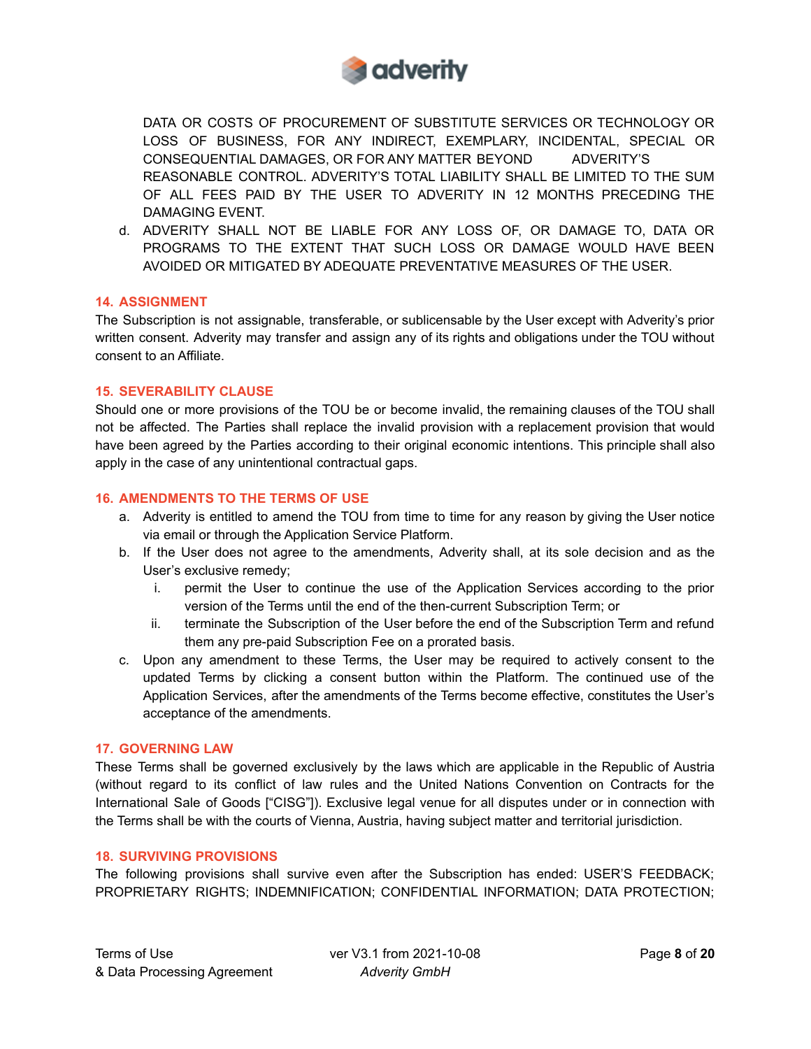DATA OR COSTS OF PROCUREMENT OF SUBSTITUTE SERVICES OR TECHNOLOGY OR LOSS OF BUSINESS, FOR ANY INDIRECT, EXEMPLARY, INCIDENTAL, SPECIAL OR CONSEQUENTIAL DAMAGES, OR FOR ANY MATTER BEYOND ADVERITY'S REASONABLE CONTROL. ADVERITY'S TOTAL LIABILITY SHALL BE LIMITED TO THE SUM OF ALL FEES PAID BY THE USER TO ADVERITY IN 12 MONTHS PRECEDING THE DAMAGING EVENT.

d. ADVERITY SHALL NOT BE LIABLE FOR ANY LOSS OF, OR DAMAGE TO, DATA OR PROGRAMS TO THE EXTENT THAT SUCH LOSS OR DAMAGE WOULD HAVE BEEN AVOIDED OR MITIGATED BY ADEQUATE PREVENTATIVE MEASURES OF THE USER.

## 14. ASSIGNMENT

The Subscription is not assignable, transferable, or sublicensable by the User except with Adverity's prior written consent. Adverity may transfer and assign any of its rights and obligations under the TOU without consent to an Affiliate.

## 15. SEVERABILITY CLAUSE

Should one or more provisions of the TOU be or become invalid, the remaining clauses of the TOU shall not be affected. The Parties shall replace the invalid provision with a replacement provision that would have been agreed by the Parties according to their original economic intentions. This principle shall also apply in the case of any unintentional contractual gaps.

## 16. AMENDMENTS TO THE TERMS OF USE

a. Adverity is entitled to amend the TOU from time to time for any reason by giving the User notice via email or through the Application Service Platform.
b. If the User does not agree to the amendments, Adverity shall, at its sole decision and as the User's exclusive remedy;
   i. permit the User to continue the use of the Application Services according to the prior version of the Terms until the end of the then-current Subscription Term; or
   ii. terminate the Subscription of the User before the end of the Subscription Term and refund them any pre-paid Subscription Fee on a prorated basis.
c. Upon any amendment to these Terms, the User may be required to actively consent to the updated Terms by clicking a consent button within the Platform. The continued use of the Application Services, after the amendments of the Terms become effective, constitutes the User's acceptance of the amendments.

## 17. GOVERNING LAW

These Terms shall be governed exclusively by the laws which are applicable in the Republic of Austria (without regard to its conflict of law rules and the United Nations Convention on Contracts for the International Sale of Goods ["CISG"]). Exclusive legal venue for all disputes under or in connection with the Terms shall be with the courts of Vienna, Austria, having subject matter and territorial jurisdiction.

## 18. SURVIVING PROVISIONS

The following provisions shall survive even after the Subscription has ended: USER'S FEEDBACK; PROPRIETARY RIGHTS; INDEMNIFICATION; CONFIDENTIAL INFORMATION; DATA PROTECTION;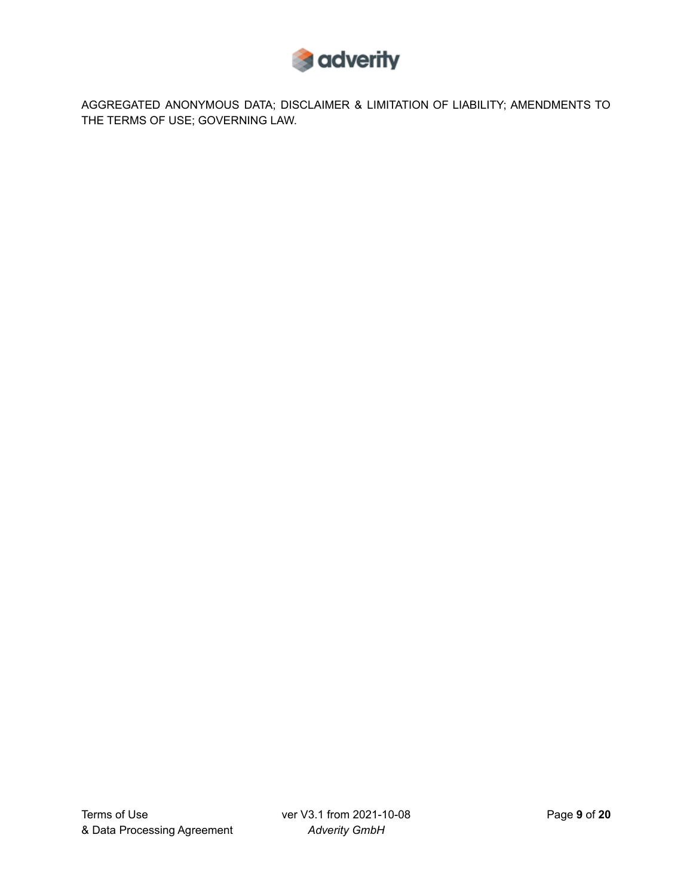AGGREGATED ANONYMOUS DATA; DISCLAIMER & LIMITATION OF LIABILITY; AMENDMENTS TO THE TERMS OF USE; GOVERNING LAW.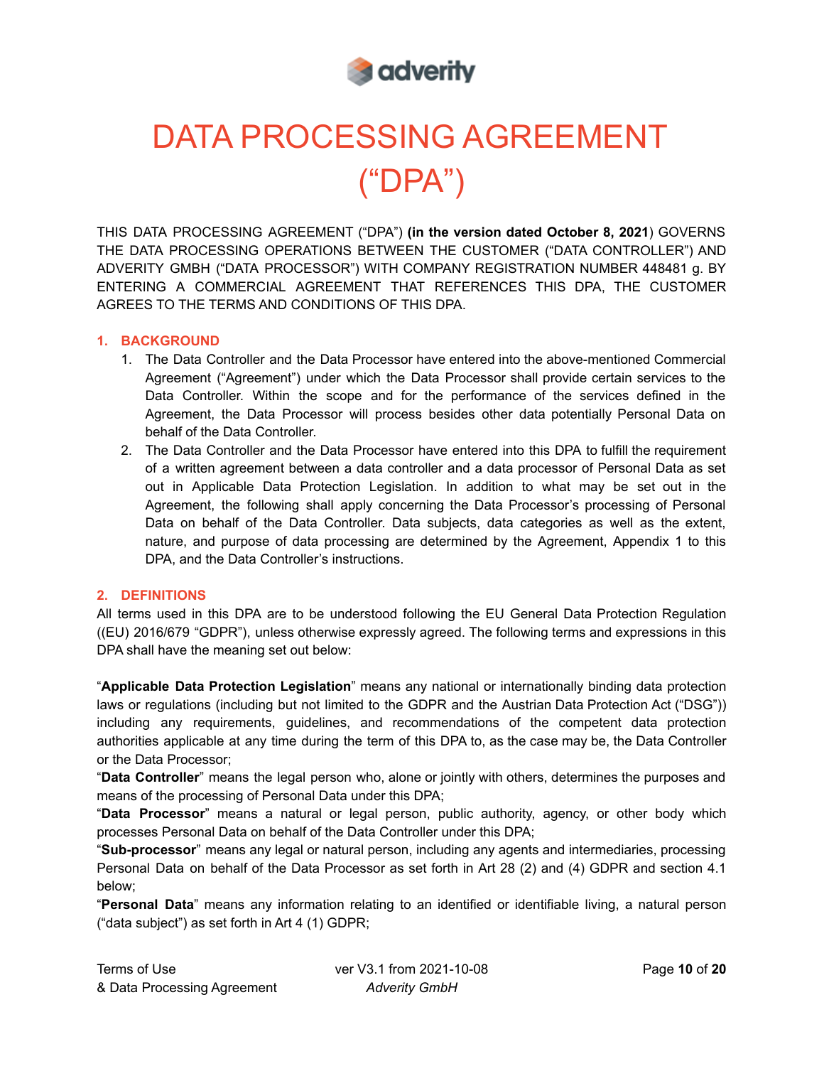# DATA PROCESSING AGREEMENT ("DPA")

THIS DATA PROCESSING AGREEMENT ("DPA") **(in the version dated October 8, 2021**) GOVERNS THE DATA PROCESSING OPERATIONS BETWEEN THE CUSTOMER ("DATA CONTROLLER") AND ADVERITY GMBH ("DATA PROCESSOR") WITH COMPANY REGISTRATION NUMBER 448481 g. BY ENTERING A COMMERCIAL AGREEMENT THAT REFERENCES THIS DPA, THE CUSTOMER AGREES TO THE TERMS AND CONDITIONS OF THIS DPA.

## 1. BACKGROUND

1. The Data Controller and the Data Processor have entered into the above-mentioned Commercial Agreement ("Agreement") under which the Data Processor shall provide certain services to the Data Controller. Within the scope and for the performance of the services defined in the Agreement, the Data Processor will process besides other data potentially Personal Data on behalf of the Data Controller.
2. The Data Controller and the Data Processor have entered into this DPA to fulfill the requirement of a written agreement between a data controller and a data processor of Personal Data as set out in Applicable Data Protection Legislation. In addition to what may be set out in the Agreement, the following shall apply concerning the Data Processor's processing of Personal Data on behalf of the Data Controller. Data subjects, data categories as well as the extent, nature, and purpose of data processing are determined by the Agreement, Appendix 1 to this DPA, and the Data Controller's instructions.

## 2. DEFINITIONS

All terms used in this DPA are to be understood following the EU General Data Protection Regulation ((EU) 2016/679 "GDPR"), unless otherwise expressly agreed. The following terms and expressions in this DPA shall have the meaning set out below:

"**Applicable Data Protection Legislation**" means any national or internationally binding data protection laws or regulations (including but not limited to the GDPR and the Austrian Data Protection Act ("DSG")) including any requirements, guidelines, and recommendations of the competent data protection authorities applicable at any time during the term of this DPA to, as the case may be, the Data Controller or the Data Processor;

"**Data Controller**" means the legal person who, alone or jointly with others, determines the purposes and means of the processing of Personal Data under this DPA;

"**Data Processor**" means a natural or legal person, public authority, agency, or other body which processes Personal Data on behalf of the Data Controller under this DPA;

"**Sub-processor**" means any legal or natural person, including any agents and intermediaries, processing Personal Data on behalf of the Data Processor as set forth in Art 28 (2) and (4) GDPR and section 4.1 below;

"**Personal Data**" means any information relating to an identified or identifiable living, a natural person ("data subject") as set forth in Art 4 (1) GDPR;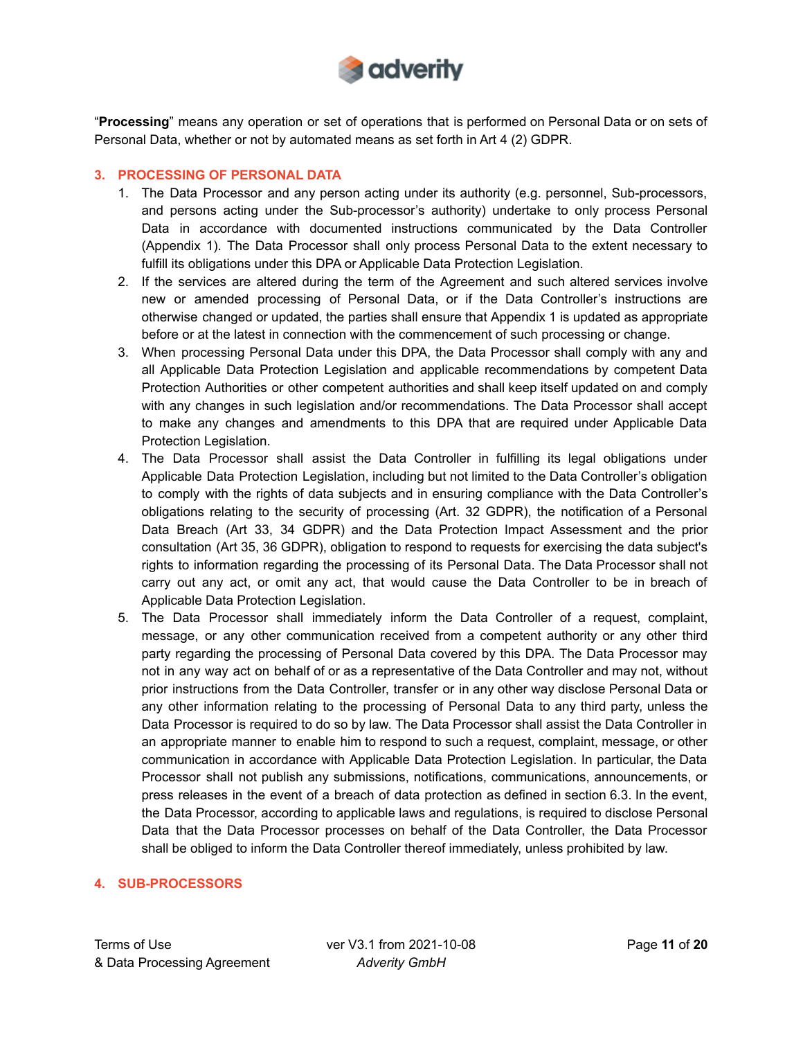"**Processing**" means any operation or set of operations that is performed on Personal Data or on sets of Personal Data, whether or not by automated means as set forth in Art 4 (2) GDPR.

## 3. PROCESSING OF PERSONAL DATA

1. The Data Processor and any person acting under its authority (e.g. personnel, Sub-processors, and persons acting under the Sub-processor's authority) undertake to only process Personal Data in accordance with documented instructions communicated by the Data Controller (Appendix 1). The Data Processor shall only process Personal Data to the extent necessary to fulfill its obligations under this DPA or Applicable Data Protection Legislation.
2. If the services are altered during the term of the Agreement and such altered services involve new or amended processing of Personal Data, or if the Data Controller's instructions are otherwise changed or updated, the parties shall ensure that Appendix 1 is updated as appropriate before or at the latest in connection with the commencement of such processing or change.
3. When processing Personal Data under this DPA, the Data Processor shall comply with any and all Applicable Data Protection Legislation and applicable recommendations by competent Data Protection Authorities or other competent authorities and shall keep itself updated on and comply with any changes in such legislation and/or recommendations. The Data Processor shall accept to make any changes and amendments to this DPA that are required under Applicable Data Protection Legislation.
4. The Data Processor shall assist the Data Controller in fulfilling its legal obligations under Applicable Data Protection Legislation, including but not limited to the Data Controller's obligation to comply with the rights of data subjects and in ensuring compliance with the Data Controller's obligations relating to the security of processing (Art. 32 GDPR), the notification of a Personal Data Breach (Art 33, 34 GDPR) and the Data Protection Impact Assessment and the prior consultation (Art 35, 36 GDPR), obligation to respond to requests for exercising the data subject's rights to information regarding the processing of its Personal Data. The Data Processor shall not carry out any act, or omit any act, that would cause the Data Controller to be in breach of Applicable Data Protection Legislation.
5. The Data Processor shall immediately inform the Data Controller of a request, complaint, message, or any other communication received from a competent authority or any other third party regarding the processing of Personal Data covered by this DPA. The Data Processor may not in any way act on behalf of or as a representative of the Data Controller and may not, without prior instructions from the Data Controller, transfer or in any other way disclose Personal Data or any other information relating to the processing of Personal Data to any third party, unless the Data Processor is required to do so by law. The Data Processor shall assist the Data Controller in an appropriate manner to enable him to respond to such a request, complaint, message, or other communication in accordance with Applicable Data Protection Legislation. In particular, the Data Processor shall not publish any submissions, notifications, communications, announcements, or press releases in the event of a breach of data protection as defined in section 6.3. In the event, the Data Processor, according to applicable laws and regulations, is required to disclose Personal Data that the Data Processor processes on behalf of the Data Controller, the Data Processor shall be obliged to inform the Data Controller thereof immediately, unless prohibited by law.

## 4. SUB-PROCESSORS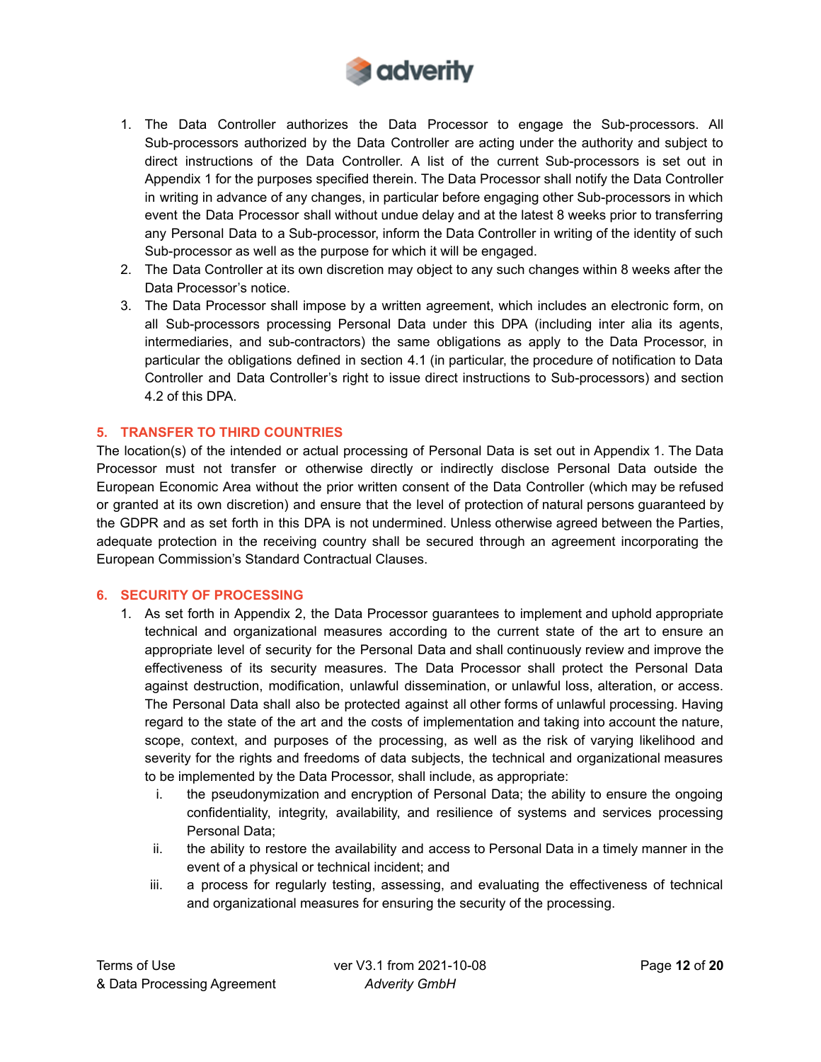1. The Data Controller authorizes the Data Processor to engage the Sub-processors. All Sub-processors authorized by the Data Controller are acting under the authority and subject to direct instructions of the Data Controller. A list of the current Sub-processors is set out in Appendix 1 for the purposes specified therein. The Data Processor shall notify the Data Controller in writing in advance of any changes, in particular before engaging other Sub-processors in which event the Data Processor shall without undue delay and at the latest 8 weeks prior to transferring any Personal Data to a Sub-processor, inform the Data Controller in writing of the identity of such Sub-processor as well as the purpose for which it will be engaged.
2. The Data Controller at its own discretion may object to any such changes within 8 weeks after the Data Processor's notice.
3. The Data Processor shall impose by a written agreement, which includes an electronic form, on all Sub-processors processing Personal Data under this DPA (including inter alia its agents, intermediaries, and sub-contractors) the same obligations as apply to the Data Processor, in particular the obligations defined in section 4.1 (in particular, the procedure of notification to Data Controller and Data Controller's right to issue direct instructions to Sub-processors) and section 4.2 of this DPA.

## 5. TRANSFER TO THIRD COUNTRIES

The location(s) of the intended or actual processing of Personal Data is set out in Appendix 1. The Data Processor must not transfer or otherwise directly or indirectly disclose Personal Data outside the European Economic Area without the prior written consent of the Data Controller (which may be refused or granted at its own discretion) and ensure that the level of protection of natural persons guaranteed by the GDPR and as set forth in this DPA is not undermined. Unless otherwise agreed between the Parties, adequate protection in the receiving country shall be secured through an agreement incorporating the European Commission's Standard Contractual Clauses.

## 6. SECURITY OF PROCESSING

1. As set forth in Appendix 2, the Data Processor guarantees to implement and uphold appropriate technical and organizational measures according to the current state of the art to ensure an appropriate level of security for the Personal Data and shall continuously review and improve the effectiveness of its security measures. The Data Processor shall protect the Personal Data against destruction, modification, unlawful dissemination, or unlawful loss, alteration, or access. The Personal Data shall also be protected against all other forms of unlawful processing. Having regard to the state of the art and the costs of implementation and taking into account the nature, scope, context, and purposes of the processing, as well as the risk of varying likelihood and severity for the rights and freedoms of data subjects, the technical and organizational measures to be implemented by the Data Processor, shall include, as appropriate:
   i. the pseudonymization and encryption of Personal Data; the ability to ensure the ongoing confidentiality, integrity, availability, and resilience of systems and services processing Personal Data;
   ii. the ability to restore the availability and access to Personal Data in a timely manner in the event of a physical or technical incident; and
   iii. a process for regularly testing, assessing, and evaluating the effectiveness of technical and organizational measures for ensuring the security of the processing.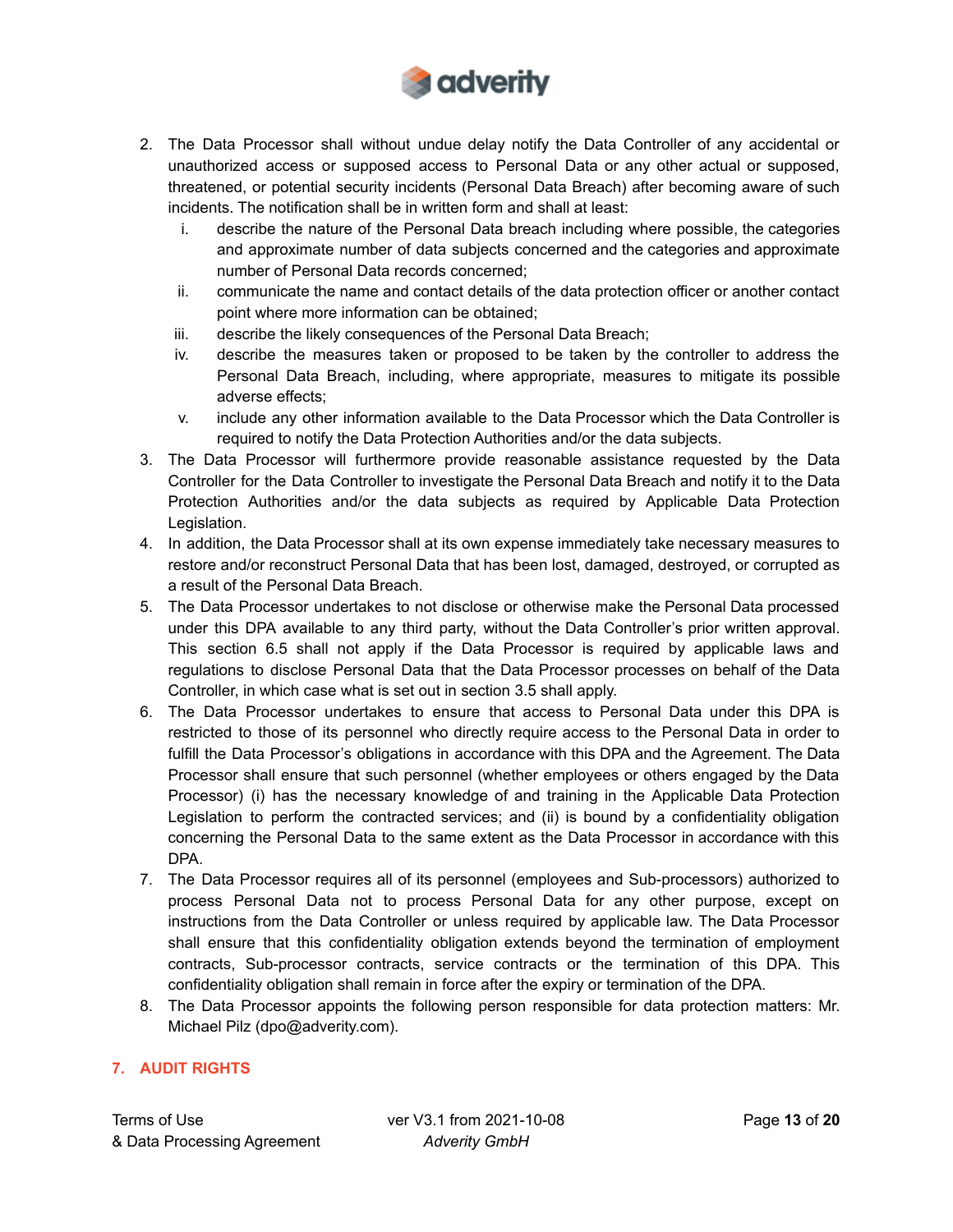2. The Data Processor shall without undue delay notify the Data Controller of any accidental or unauthorized access or supposed access to Personal Data or any other actual or supposed, threatened, or potential security incidents (Personal Data Breach) after becoming aware of such incidents. The notification shall be in written form and shall at least:
    i. describe the nature of the Personal Data breach including where possible, the categories and approximate number of data subjects concerned and the categories and approximate number of Personal Data records concerned;
    ii. communicate the name and contact details of the data protection officer or another contact point where more information can be obtained;
    iii. describe the likely consequences of the Personal Data Breach;
    iv. describe the measures taken or proposed to be taken by the controller to address the Personal Data Breach, including, where appropriate, measures to mitigate its possible adverse effects;
    v. include any other information available to the Data Processor which the Data Controller is required to notify the Data Protection Authorities and/or the data subjects.
3. The Data Processor will furthermore provide reasonable assistance requested by the Data Controller for the Data Controller to investigate the Personal Data Breach and notify it to the Data Protection Authorities and/or the data subjects as required by Applicable Data Protection Legislation.
4. In addition, the Data Processor shall at its own expense immediately take necessary measures to restore and/or reconstruct Personal Data that has been lost, damaged, destroyed, or corrupted as a result of the Personal Data Breach.
5. The Data Processor undertakes to not disclose or otherwise make the Personal Data processed under this DPA available to any third party, without the Data Controller's prior written approval. This section 6.5 shall not apply if the Data Processor is required by applicable laws and regulations to disclose Personal Data that the Data Processor processes on behalf of the Data Controller, in which case what is set out in section 3.5 shall apply.
6. The Data Processor undertakes to ensure that access to Personal Data under this DPA is restricted to those of its personnel who directly require access to the Personal Data in order to fulfill the Data Processor's obligations in accordance with this DPA and the Agreement. The Data Processor shall ensure that such personnel (whether employees or others engaged by the Data Processor) (i) has the necessary knowledge of and training in the Applicable Data Protection Legislation to perform the contracted services; and (ii) is bound by a confidentiality obligation concerning the Personal Data to the same extent as the Data Processor in accordance with this DPA.
7. The Data Processor requires all of its personnel (employees and Sub-processors) authorized to process Personal Data not to process Personal Data for any other purpose, except on instructions from the Data Controller or unless required by applicable law. The Data Processor shall ensure that this confidentiality obligation extends beyond the termination of employment contracts, Sub-processor contracts, service contracts or the termination of this DPA. This confidentiality obligation shall remain in force after the expiry or termination of the DPA.
8. The Data Processor appoints the following person responsible for data protection matters: Mr. Michael Pilz (dpo@adverity.com).

## 7. AUDIT RIGHTS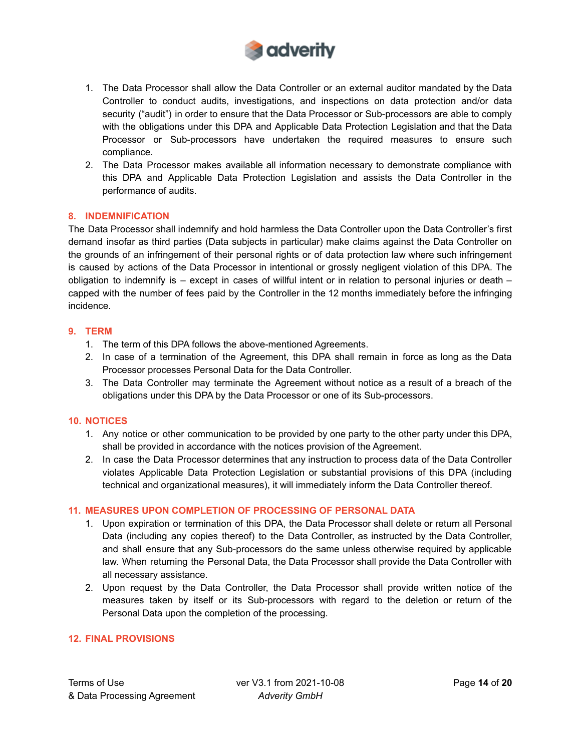1. The Data Processor shall allow the Data Controller or an external auditor mandated by the Data Controller to conduct audits, investigations, and inspections on data protection and/or data security ("audit") in order to ensure that the Data Processor or Sub-processors are able to comply with the obligations under this DPA and Applicable Data Protection Legislation and that the Data Processor or Sub-processors have undertaken the required measures to ensure such compliance.
2. The Data Processor makes available all information necessary to demonstrate compliance with this DPA and Applicable Data Protection Legislation and assists the Data Controller in the performance of audits.

## 8. INDEMNIFICATION

The Data Processor shall indemnify and hold harmless the Data Controller upon the Data Controller's first demand insofar as third parties (Data subjects in particular) make claims against the Data Controller on the grounds of an infringement of their personal rights or of data protection law where such infringement is caused by actions of the Data Processor in intentional or grossly negligent violation of this DPA. The obligation to indemnify is – except in cases of willful intent or in relation to personal injuries or death – capped with the number of fees paid by the Controller in the 12 months immediately before the infringing incidence.

## 9. TERM

1. The term of this DPA follows the above-mentioned Agreements.
2. In case of a termination of the Agreement, this DPA shall remain in force as long as the Data Processor processes Personal Data for the Data Controller.
3. The Data Controller may terminate the Agreement without notice as a result of a breach of the obligations under this DPA by the Data Processor or one of its Sub-processors.

## 10. NOTICES

1. Any notice or other communication to be provided by one party to the other party under this DPA, shall be provided in accordance with the notices provision of the Agreement.
2. In case the Data Processor determines that any instruction to process data of the Data Controller violates Applicable Data Protection Legislation or substantial provisions of this DPA (including technical and organizational measures), it will immediately inform the Data Controller thereof.

## 11. MEASURES UPON COMPLETION OF PROCESSING OF PERSONAL DATA

1. Upon expiration or termination of this DPA, the Data Processor shall delete or return all Personal Data (including any copies thereof) to the Data Controller, as instructed by the Data Controller, and shall ensure that any Sub-processors do the same unless otherwise required by applicable law. When returning the Personal Data, the Data Processor shall provide the Data Controller with all necessary assistance.
2. Upon request by the Data Controller, the Data Processor shall provide written notice of the measures taken by itself or its Sub-processors with regard to the deletion or return of the Personal Data upon the completion of the processing.

## 12. FINAL PROVISIONS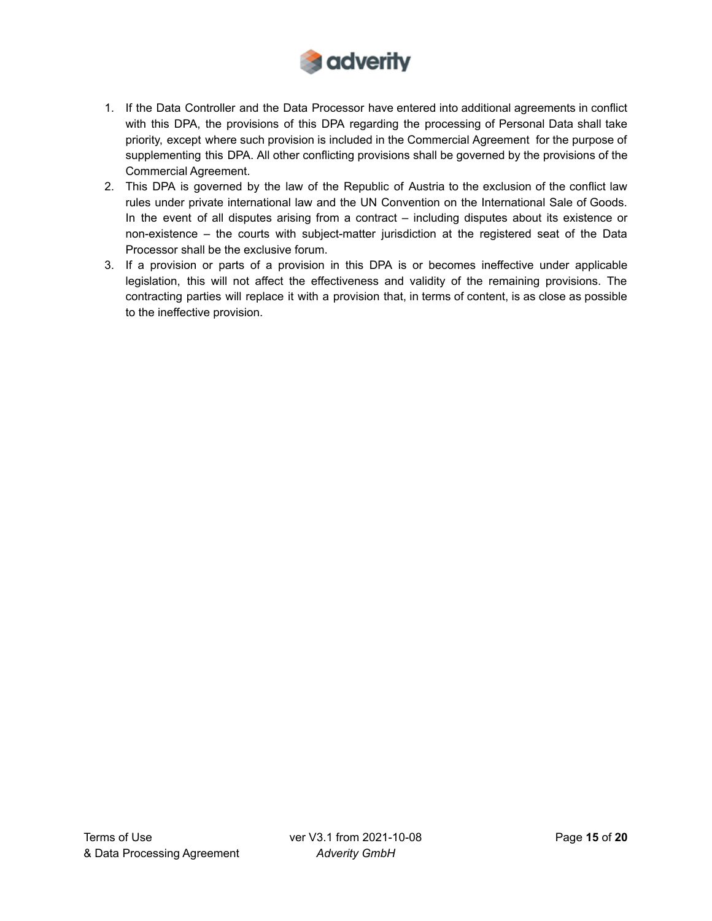1. If the Data Controller and the Data Processor have entered into additional agreements in conflict with this DPA, the provisions of this DPA regarding the processing of Personal Data shall take priority, except where such provision is included in the Commercial Agreement for the purpose of supplementing this DPA. All other conflicting provisions shall be governed by the provisions of the Commercial Agreement.
2. This DPA is governed by the law of the Republic of Austria to the exclusion of the conflict law rules under private international law and the UN Convention on the International Sale of Goods. In the event of all disputes arising from a contract – including disputes about its existence or non-existence – the courts with subject-matter jurisdiction at the registered seat of the Data Processor shall be the exclusive forum.
3. If a provision or parts of a provision in this DPA is or becomes ineffective under applicable legislation, this will not affect the effectiveness and validity of the remaining provisions. The contracting parties will replace it with a provision that, in terms of content, is as close as possible to the ineffective provision.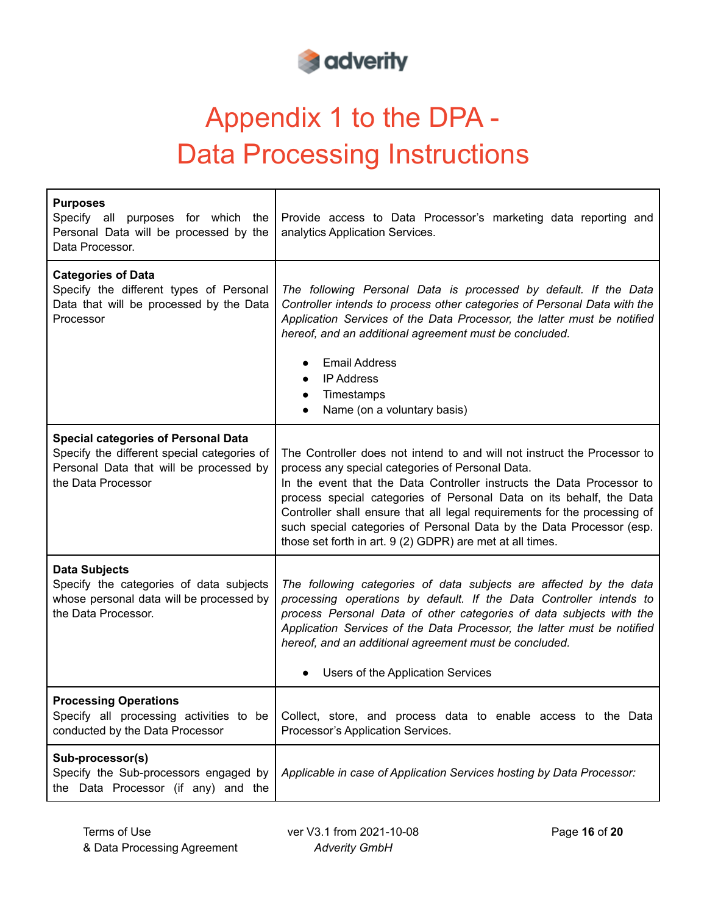# Appendix 1 to the DPA - Data Processing Instructions

| | |
|---|---|
| **Purposes**<br>Specify all purposes for which the Personal Data will be processed by the Data Processor. | Provide access to Data Processor's marketing data reporting and analytics Application Services. |
| **Categories of Data**<br>Specify the different types of Personal Data that will be processed by the Data Processor | *The following Personal Data is processed by default. If the Data Controller intends to process other categories of Personal Data with the Application Services of the Data Processor, the latter must be notified hereof, and an additional agreement must be concluded.*<br><br>● Email Address<br>● IP Address<br>● Timestamps<br>● Name (on a voluntary basis) |
| **Special categories of Personal Data**<br>Specify the different special categories of Personal Data that will be processed by the Data Processor | The Controller does not intend to and will not instruct the Processor to process any special categories of Personal Data.<br>In the event that the Data Controller instructs the Data Processor to process special categories of Personal Data on its behalf, the Data Controller shall ensure that all legal requirements for the processing of such special categories of Personal Data by the Data Processor (esp. those set forth in art. 9 (2) GDPR) are met at all times. |
| **Data Subjects**<br>Specify the categories of data subjects whose personal data will be processed by the Data Processor. | *The following categories of data subjects are affected by the data processing operations by default. If the Data Controller intends to process Personal Data of other categories of data subjects with the Application Services of the Data Processor, the latter must be notified hereof, and an additional agreement must be concluded.*<br><br>● Users of the Application Services |
| **Processing Operations**<br>Specify all processing activities to be conducted by the Data Processor | Collect, store, and process data to enable access to the Data Processor's Application Services. |
| **Sub-processor(s)**<br>Specify the Sub-processors engaged by the Data Processor (if any) and the | *Applicable in case of Application Services hosting by Data Processor:* |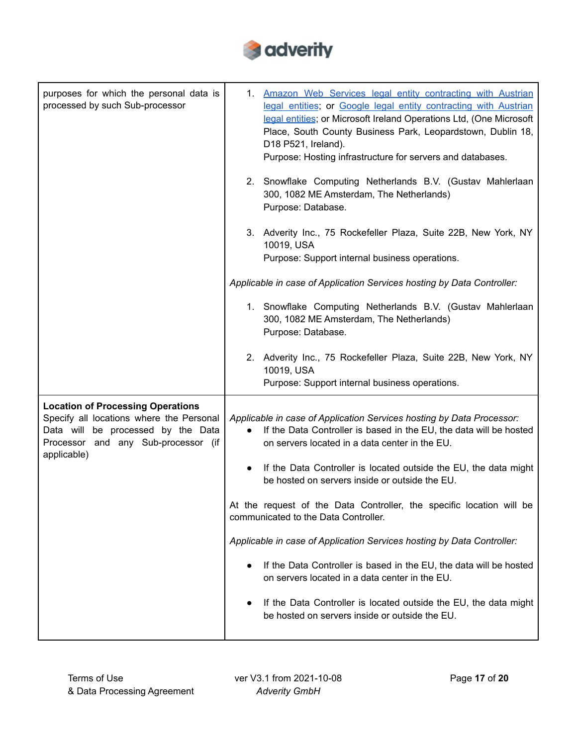| purposes for which the personal data is processed by such Sub-processor | 1. Amazon Web Services legal entity contracting with Austrian legal entities; or Google legal entity contracting with Austrian legal entities; or Microsoft Ireland Operations Ltd, (One Microsoft Place, South County Business Park, Leopardstown, Dublin 18, D18 P521, Ireland).<br>Purpose: Hosting infrastructure for servers and databases.<br><br>2. Snowflake Computing Netherlands B.V. (Gustav Mahlerlaan 300, 1082 ME Amsterdam, The Netherlands)<br>Purpose: Database.<br><br>3. Adverity Inc., 75 Rockefeller Plaza, Suite 22B, New York, NY 10019, USA<br>Purpose: Support internal business operations.<br><br>*Applicable in case of Application Services hosting by Data Controller:*<br><br>1. Snowflake Computing Netherlands B.V. (Gustav Mahlerlaan 300, 1082 ME Amsterdam, The Netherlands)<br>Purpose: Database.<br><br>2. Adverity Inc., 75 Rockefeller Plaza, Suite 22B, New York, NY 10019, USA<br>Purpose: Support internal business operations. |
|---|---|
| **Location of Processing Operations**<br>Specify all locations where the Personal Data will be processed by the Data Processor and any Sub-processor (if applicable) | *Applicable in case of Application Services hosting by Data Processor:*<br>● If the Data Controller is based in the EU, the data will be hosted on servers located in a data center in the EU.<br><br>● If the Data Controller is located outside the EU, the data might be hosted on servers inside or outside the EU.<br><br>At the request of the Data Controller, the specific location will be communicated to the Data Controller.<br><br>*Applicable in case of Application Services hosting by Data Controller:*<br><br>● If the Data Controller is based in the EU, the data will be hosted on servers located in a data center in the EU.<br><br>● If the Data Controller is located outside the EU, the data might be hosted on servers inside or outside the EU. |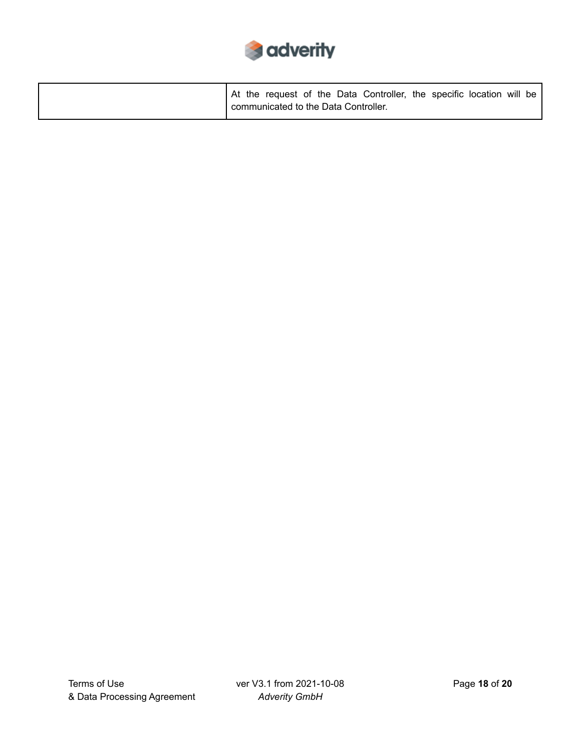| | |
|---|---|
| | At the request of the Data Controller, the specific location will be communicated to the Data Controller. |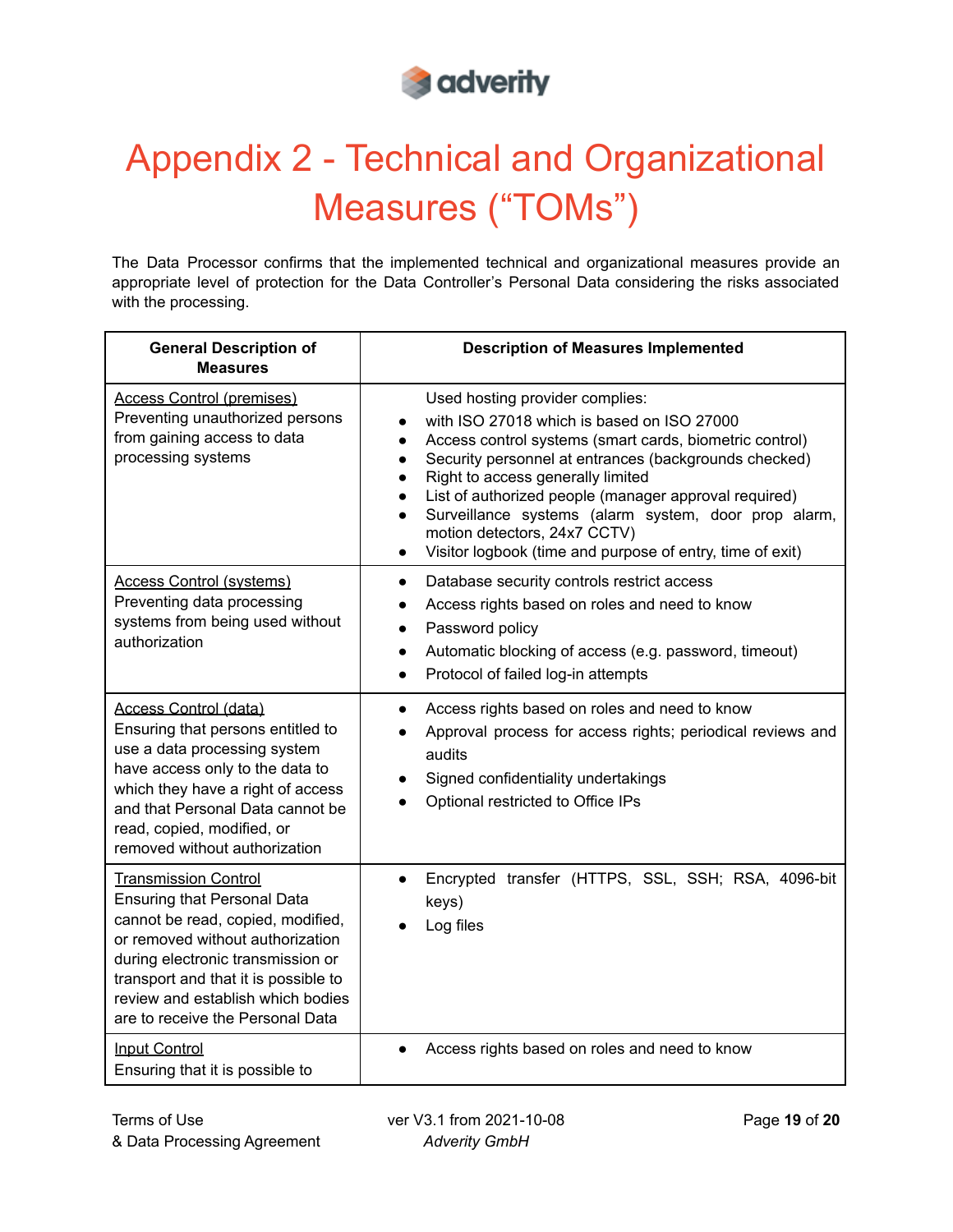# Appendix 2 - Technical and Organizational Measures ("TOMs")

The Data Processor confirms that the implemented technical and organizational measures provide an appropriate level of protection for the Data Controller's Personal Data considering the risks associated with the processing.

| General Description of Measures | Description of Measures Implemented |
|---|---|
| <u>Access Control (premises)</u><br>Preventing unauthorized persons from gaining access to data processing systems | Used hosting provider complies:<br>• with ISO 27018 which is based on ISO 27000<br>• Access control systems (smart cards, biometric control)<br>• Security personnel at entrances (backgrounds checked)<br>• Right to access generally limited<br>• List of authorized people (manager approval required)<br>• Surveillance systems (alarm system, door prop alarm, motion detectors, 24x7 CCTV)<br>• Visitor logbook (time and purpose of entry, time of exit) |
| <u>Access Control (systems)</u><br>Preventing data processing systems from being used without authorization | • Database security controls restrict access<br>• Access rights based on roles and need to know<br>• Password policy<br>• Automatic blocking of access (e.g. password, timeout)<br>• Protocol of failed log-in attempts |
| <u>Access Control (data)</u><br>Ensuring that persons entitled to use a data processing system have access only to the data to which they have a right of access and that Personal Data cannot be read, copied, modified, or removed without authorization | • Access rights based on roles and need to know<br>• Approval process for access rights; periodical reviews and audits<br>• Signed confidentiality undertakings<br>• Optional restricted to Office IPs |
| <u>Transmission Control</u><br>Ensuring that Personal Data cannot be read, copied, modified, or removed without authorization during electronic transmission or transport and that it is possible to review and establish which bodies are to receive the Personal Data | • Encrypted transfer (HTTPS, SSL, SSH; RSA, 4096-bit keys)<br>• Log files |
| <u>Input Control</u><br>Ensuring that it is possible to | • Access rights based on roles and need to know |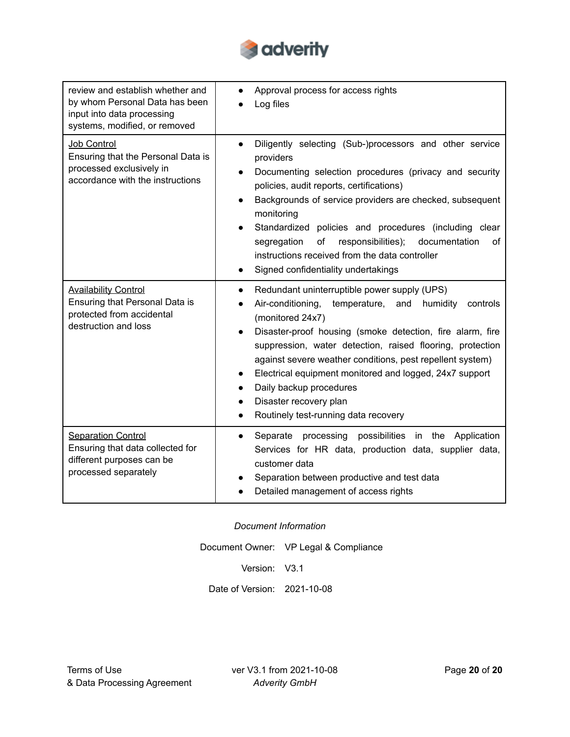| | |
|---|---|
| review and establish whether and by whom Personal Data has been input into data processing systems, modified, or removed | • Approval process for access rights<br>• Log files |
| <u>Job Control</u><br>Ensuring that the Personal Data is processed exclusively in accordance with the instructions | • Diligently selecting (Sub-)processors and other service providers<br>• Documenting selection procedures (privacy and security policies, audit reports, certifications)<br>• Backgrounds of service providers are checked, subsequent monitoring<br>• Standardized policies and procedures (including clear segregation of responsibilities); documentation of instructions received from the data controller<br>• Signed confidentiality undertakings |
| <u>Availability Control</u><br>Ensuring that Personal Data is protected from accidental destruction and loss | • Redundant uninterruptible power supply (UPS)<br>• Air-conditioning, temperature, and humidity controls (monitored 24x7)<br>• Disaster-proof housing (smoke detection, fire alarm, fire suppression, water detection, raised flooring, protection against severe weather conditions, pest repellent system)<br>• Electrical equipment monitored and logged, 24x7 support<br>• Daily backup procedures<br>• Disaster recovery plan<br>• Routinely test-running data recovery |
| <u>Separation Control</u><br>Ensuring that data collected for different purposes can be processed separately | • Separate processing possibilities in the Application Services for HR data, production data, supplier data, customer data<br>• Separation between productive and test data<br>• Detailed management of access rights |

*Document Information*

Document Owner: VP Legal & Compliance

Version: V3.1

Date of Version: 2021-10-08